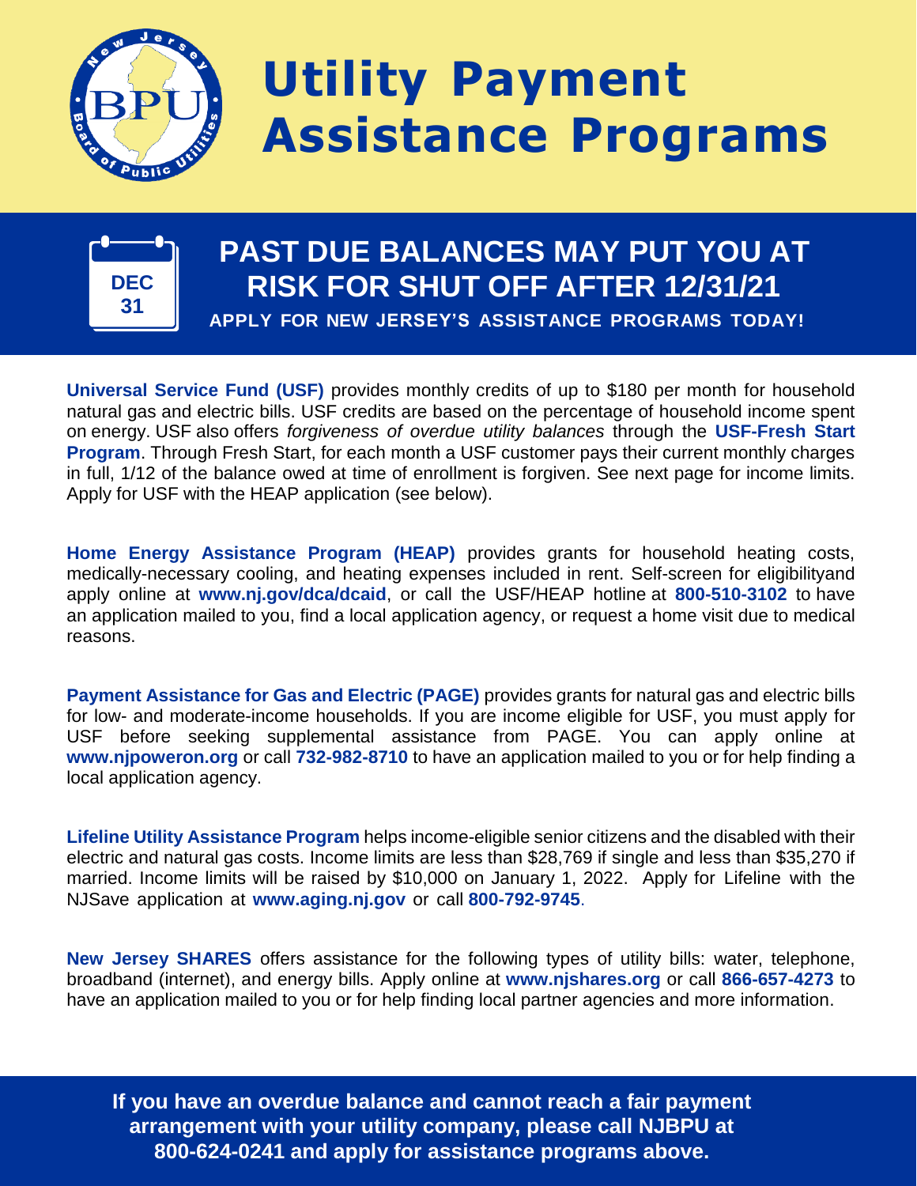# Utility Payment Assistance Programs

DEC 31

## PAST DUE BALANCES MAY PUT YOU AT RISK FOR SHUT OFF AFTER 12/31/21

**APPLY FOR NEW JERSEY'S ASSISTANCE PROGRAMS TODAY!**

**Universal Service Fund (USF)** provides monthly credits of up to $180 per month for household natural gas and electric bills. USF credits are based on the percentage of household income spent on energy. USF also offers *forgiveness of overdue utility balances* through the **USF-Fresh Start Program**. Through Fresh Start, for each month a USF customer pays their current monthly charges in full, 1/12 of the balance owed at time of enrollment is forgiven. See next page for income limits. Apply for USF with the HEAP application (see below).

**Home Energy Assistance Program (HEAP)** provides grants for household heating costs, medically-necessary cooling, and heating expenses included in rent. Self-screen for eligibilityand apply online at **www.nj.gov/dca/dcaid**, or call the USF/HEAP hotline at **800-510-3102** to have an application mailed to you, find a local application agency, or request a home visit due to medical reasons.

**Payment Assistance for Gas and Electric (PAGE)** provides grants for natural gas and electric bills for low- and moderate-income households. If you are income eligible for USF, you must apply for USF before seeking supplemental assistance from PAGE. You can apply online at **www.njpoweron.org** or call **732-982-8710** to have an application mailed to you or for help finding a local application agency.

**Lifeline Utility Assistance Program** helps income-eligible senior citizens and the disabled with their electric and natural gas costs. Income limits are less than $28,769 if single and less than $35,270 if married. Income limits will be raised by $10,000 on January 1, 2022. Apply for Lifeline with the NJSave application at **www.aging.nj.gov** or call **800-792-9745**.

**New Jersey SHARES** offers assistance for the following types of utility bills: water, telephone, broadband (internet), and energy bills. Apply online at **www.njshares.org** or call **866-657-4273** to have an application mailed to you or for help finding local partner agencies and more information.

**If you have an overdue balance and cannot reach a fair payment arrangement with your utility company, please call NJBPU at 800-624-0241 and apply for assistance programs above.**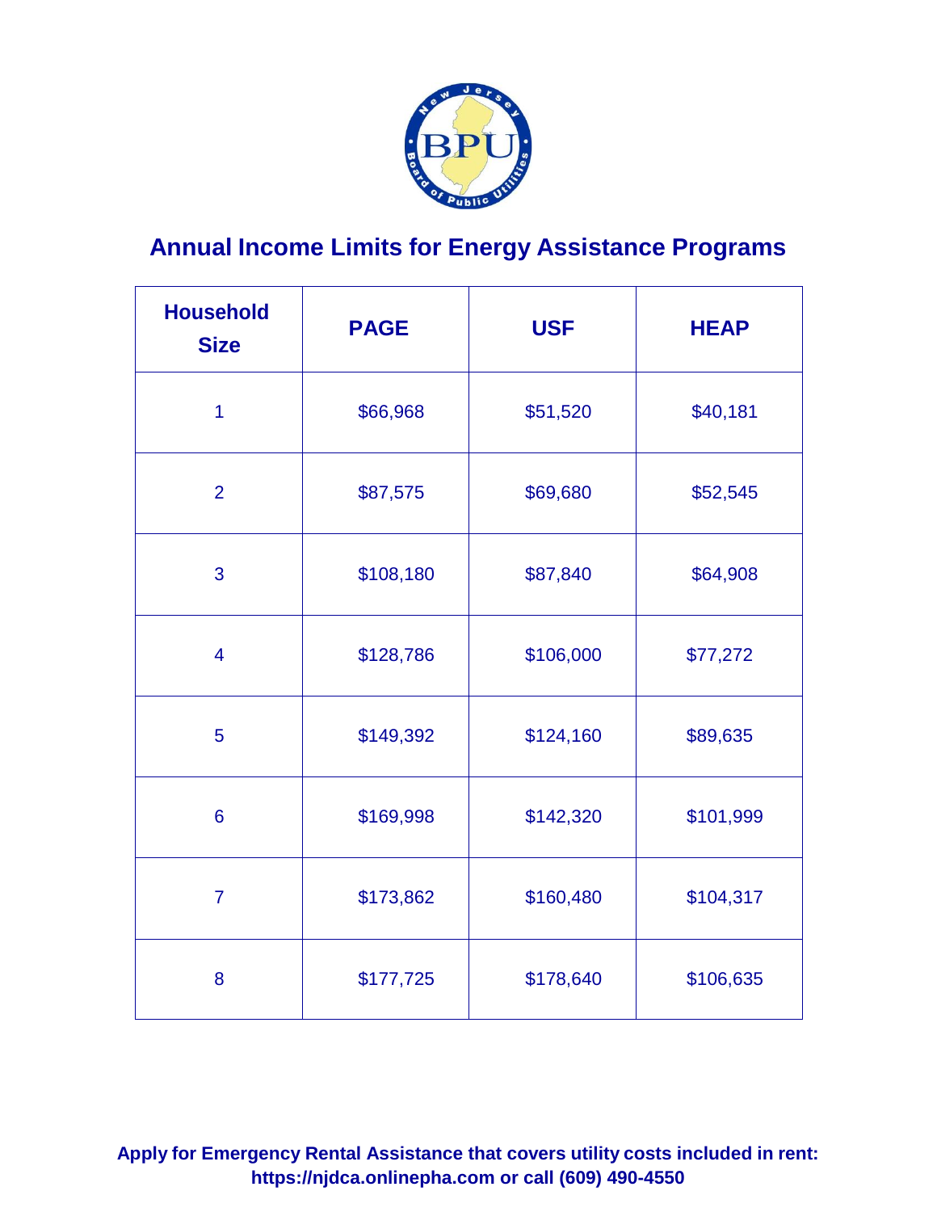# Annual Income Limits for Energy Assistance Programs

| Household Size | PAGE | USF | HEAP |
|---|---|---|---|
| 1 | $66,968 | $51,520 | $40,181 |
| 2 | $87,575 | $69,680 | $52,545 |
| 3 | $108,180 | $87,840 | $64,908 |
| 4 | $128,786 | $106,000 | $77,272 |
| 5 | $149,392 | $124,160 | $89,635 |
| 6 | $169,998 | $142,320 | $101,999 |
| 7 | $173,862 | $160,480 | $104,317 |
| 8 | $177,725 | $178,640 | $106,635 |

**Apply for Emergency Rental Assistance that covers utility costs included in rent: https://njdca.onlinepha.com or call (609) 490-4550**